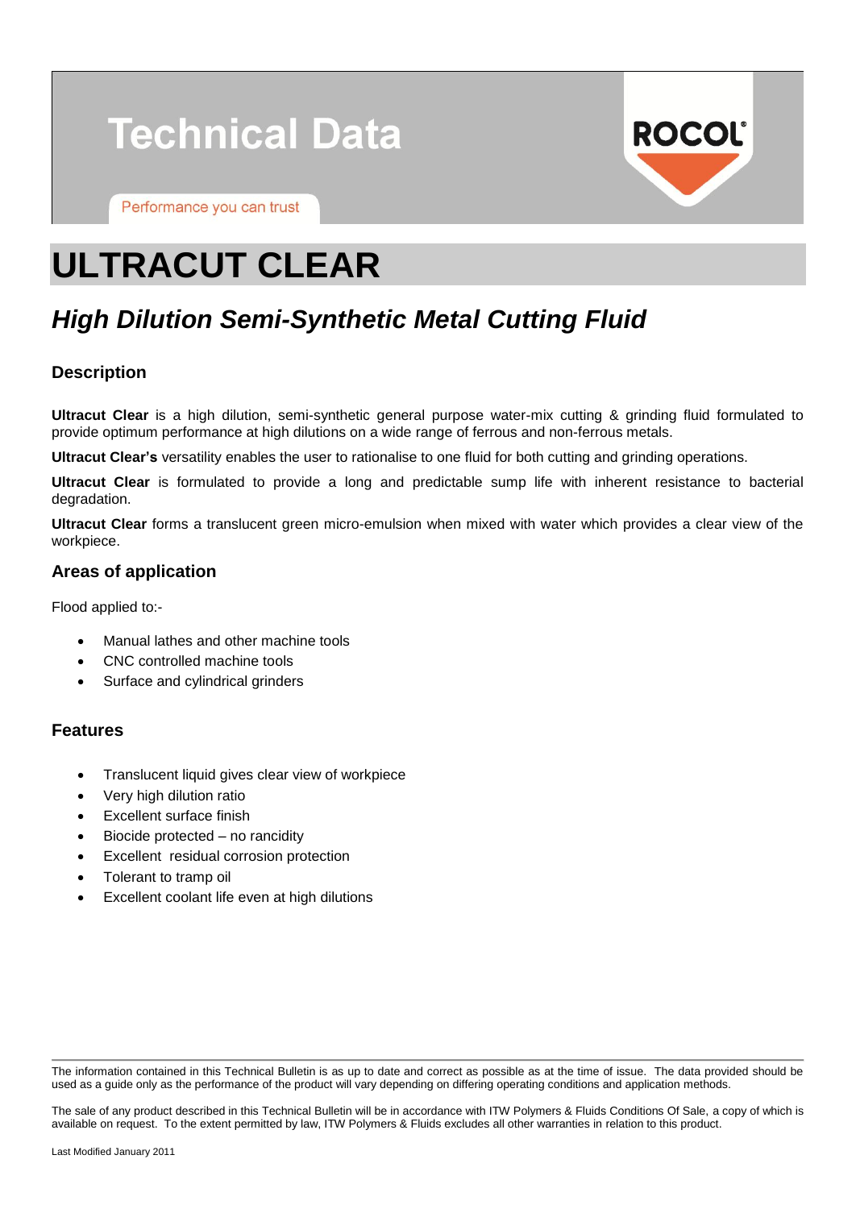# Technical Data

Performance you can trust

ROCOL

# ULTRACUT CLEAR

## *High Dilution Semi-Synthetic Metal Cutting Fluid*

### Description

**Ultracut Clear** is a high dilution, semi-synthetic general purpose water-mix cutting & grinding fluid formulated to provide optimum performance at high dilutions on a wide range of ferrous and non-ferrous metals.

**Ultracut Clear's** versatility enables the user to rationalise to one fluid for both cutting and grinding operations.

**Ultracut Clear** is formulated to provide a long and predictable sump life with inherent resistance to bacterial degradation.

**Ultracut Clear** forms a translucent green micro-emulsion when mixed with water which provides a clear view of the workpiece.

### Areas of application

Flood applied to:-

- Manual lathes and other machine tools
- CNC controlled machine tools
- Surface and cylindrical grinders

### Features

- Translucent liquid gives clear view of workpiece
- Very high dilution ratio
- Excellent surface finish
- Biocide protected – no rancidity
- Excellent residual corrosion protection
- Tolerant to tramp oil
- Excellent coolant life even at high dilutions

---

The information contained in this Technical Bulletin is as up to date and correct as possible as at the time of issue. The data provided should be used as a guide only as the performance of the product will vary depending on differing operating conditions and application methods.

The sale of any product described in this Technical Bulletin will be in accordance with ITW Polymers & Fluids Conditions Of Sale, a copy of which is available on request. To the extent permitted by law, ITW Polymers & Fluids excludes all other warranties in relation to this product.

Last Modified January 2011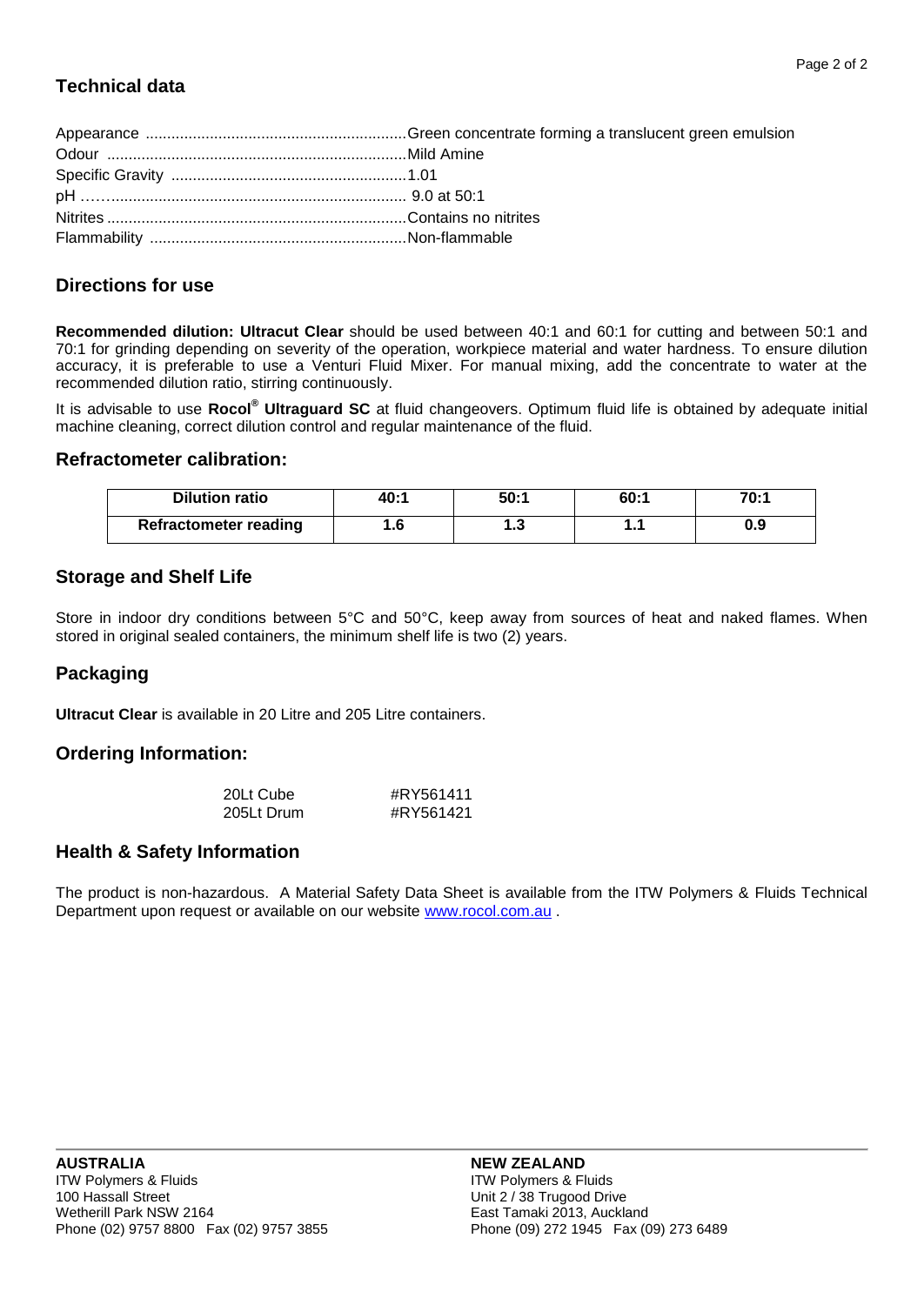## Technical data

Appearance ............................................................Green concentrate forming a translucent green emulsion
Odour .....................................................................Mild Amine
Specific Gravity ......................................................1.01
pH ……....................................................................... 9.0 at 50:1
Nitrites .....................................................................Contains no nitrites
Flammability ...........................................................Non-flammable

## Directions for use

**Recommended dilution: Ultracut Clear** should be used between 40:1 and 60:1 for cutting and between 50:1 and 70:1 for grinding depending on severity of the operation, workpiece material and water hardness. To ensure dilution accuracy, it is preferable to use a Venturi Fluid Mixer. For manual mixing, add the concentrate to water at the recommended dilution ratio, stirring continuously.

It is advisable to use **Rocol® Ultraguard SC** at fluid changeovers. Optimum fluid life is obtained by adequate initial machine cleaning, correct dilution control and regular maintenance of the fluid.

## Refractometer calibration:

| Dilution ratio | 40:1 | 50:1 | 60:1 | 70:1 |
|---|---|---|---|---|
| **Refractometer reading** | **1.6** | **1.3** | **1.1** | **0.9** |

## Storage and Shelf Life

Store in indoor dry conditions between 5°C and 50°C, keep away from sources of heat and naked flames. When stored in original sealed containers, the minimum shelf life is two (2) years.

## Packaging

**Ultracut Clear** is available in 20 Litre and 205 Litre containers.

## Ordering Information:

| | |
|---|---|
| 20Lt Cube | #RY561411 |
| 205Lt Drum | #RY561421 |

## Health & Safety Information

The product is non-hazardous. A Material Safety Data Sheet is available from the ITW Polymers & Fluids Technical Department upon request or available on our website www.rocol.com.au .

**AUSTRALIA**
ITW Polymers & Fluids
100 Hassall Street
Wetherill Park NSW 2164
Phone (02) 9757 8800 Fax (02) 9757 3855

**NEW ZEALAND**
ITW Polymers & Fluids
Unit 2 / 38 Trugood Drive
East Tamaki 2013, Auckland
Phone (09) 272 1945 Fax (09) 273 6489